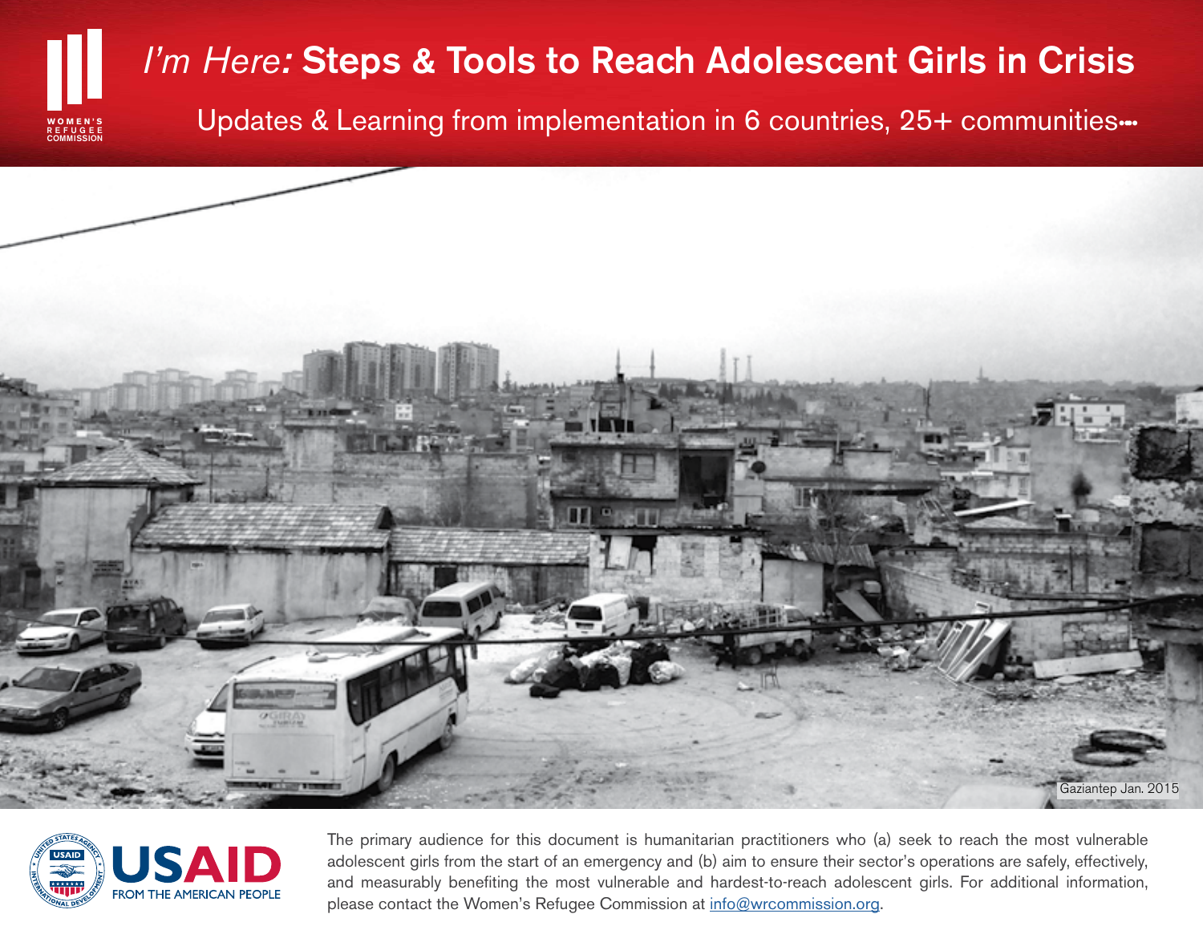# *I'm Here:* Steps & Tools to Reach Adolescent Girls in Crisis

## Updates & Learning from implementation in 6 countries, 25+ communities...

Gaziantep Jan. 2015

The primary audience for this document is humanitarian practitioners who (a) seek to reach the most vulnerable adolescent girls from the start of an emergency and (b) aim to ensure their sector's operations are safely, effectively, and measurably benefiting the most vulnerable and hardest-to-reach adolescent girls. For additional information, please contact the Women's Refugee Commission at info@wrcommission.org.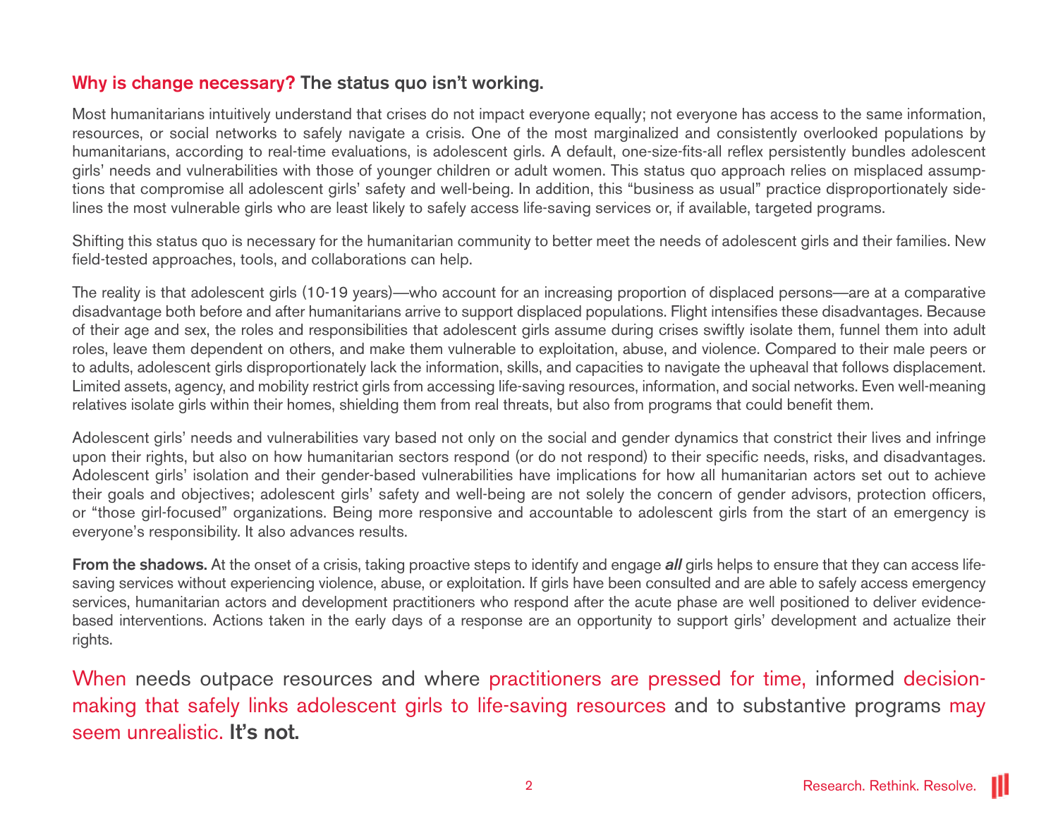## Why is change necessary? The status quo isn't working.

Most humanitarians intuitively understand that crises do not impact everyone equally; not everyone has access to the same information, resources, or social networks to safely navigate a crisis. One of the most marginalized and consistently overlooked populations by humanitarians, according to real-time evaluations, is adolescent girls. A default, one-size-fits-all reflex persistently bundles adolescent girls' needs and vulnerabilities with those of younger children or adult women. This status quo approach relies on misplaced assumptions that compromise all adolescent girls' safety and well-being. In addition, this "business as usual" practice disproportionately sidelines the most vulnerable girls who are least likely to safely access life-saving services or, if available, targeted programs.

Shifting this status quo is necessary for the humanitarian community to better meet the needs of adolescent girls and their families. New field-tested approaches, tools, and collaborations can help.

The reality is that adolescent girls (10-19 years)—who account for an increasing proportion of displaced persons—are at a comparative disadvantage both before and after humanitarians arrive to support displaced populations. Flight intensifies these disadvantages. Because of their age and sex, the roles and responsibilities that adolescent girls assume during crises swiftly isolate them, funnel them into adult roles, leave them dependent on others, and make them vulnerable to exploitation, abuse, and violence. Compared to their male peers or to adults, adolescent girls disproportionately lack the information, skills, and capacities to navigate the upheaval that follows displacement. Limited assets, agency, and mobility restrict girls from accessing life-saving resources, information, and social networks. Even well-meaning relatives isolate girls within their homes, shielding them from real threats, but also from programs that could benefit them.

Adolescent girls' needs and vulnerabilities vary based not only on the social and gender dynamics that constrict their lives and infringe upon their rights, but also on how humanitarian sectors respond (or do not respond) to their specific needs, risks, and disadvantages. Adolescent girls' isolation and their gender-based vulnerabilities have implications for how all humanitarian actors set out to achieve their goals and objectives; adolescent girls' safety and well-being are not solely the concern of gender advisors, protection officers, or "those girl-focused" organizations. Being more responsive and accountable to adolescent girls from the start of an emergency is everyone's responsibility. It also advances results.

**From the shadows.** At the onset of a crisis, taking proactive steps to identify and engage ***all*** girls helps to ensure that they can access life-saving services without experiencing violence, abuse, or exploitation. If girls have been consulted and are able to safely access emergency services, humanitarian actors and development practitioners who respond after the acute phase are well positioned to deliver evidence-based interventions. Actions taken in the early days of a response are an opportunity to support girls' development and actualize their rights.

When needs outpace resources and where practitioners are pressed for time, informed decision-making that safely links adolescent girls to life-saving resources and to substantive programs may seem unrealistic. **It's not.**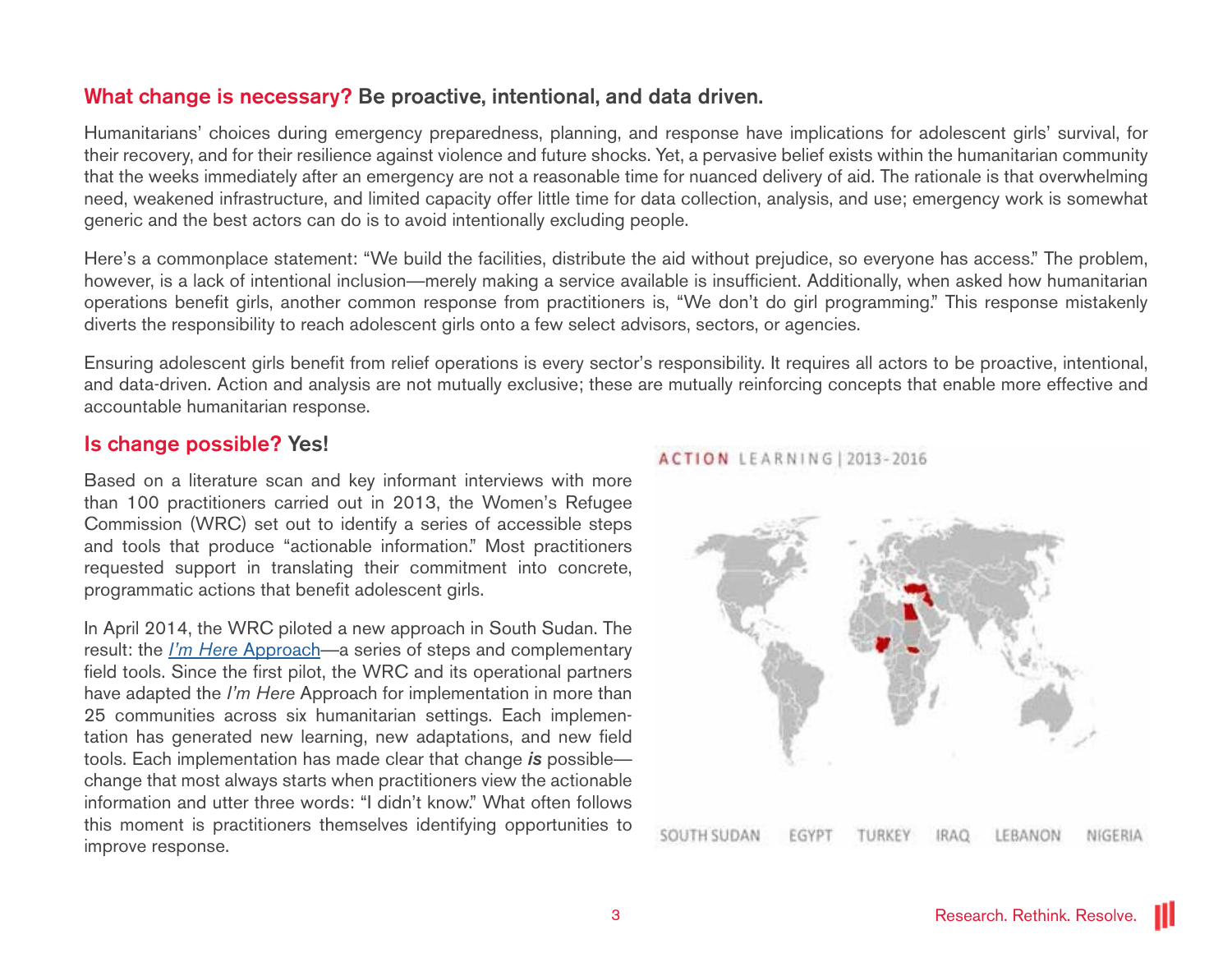## What change is necessary? Be proactive, intentional, and data driven.

Humanitarians' choices during emergency preparedness, planning, and response have implications for adolescent girls' survival, for their recovery, and for their resilience against violence and future shocks. Yet, a pervasive belief exists within the humanitarian community that the weeks immediately after an emergency are not a reasonable time for nuanced delivery of aid. The rationale is that overwhelming need, weakened infrastructure, and limited capacity offer little time for data collection, analysis, and use; emergency work is somewhat generic and the best actors can do is to avoid intentionally excluding people.

Here's a commonplace statement: "We build the facilities, distribute the aid without prejudice, so everyone has access." The problem, however, is a lack of intentional inclusion—merely making a service available is insufficient. Additionally, when asked how humanitarian operations benefit girls, another common response from practitioners is, "We don't do girl programming." This response mistakenly diverts the responsibility to reach adolescent girls onto a few select advisors, sectors, or agencies.

Ensuring adolescent girls benefit from relief operations is every sector's responsibility. It requires all actors to be proactive, intentional, and data-driven. Action and analysis are not mutually exclusive; these are mutually reinforcing concepts that enable more effective and accountable humanitarian response.

## Is change possible? Yes!

Based on a literature scan and key informant interviews with more than 100 practitioners carried out in 2013, the Women's Refugee Commission (WRC) set out to identify a series of accessible steps and tools that produce "actionable information." Most practitioners requested support in translating their commitment into concrete, programmatic actions that benefit adolescent girls.

In April 2014, the WRC piloted a new approach in South Sudan. The result: the *I'm Here* Approach—a series of steps and complementary field tools. Since the first pilot, the WRC and its operational partners have adapted the *I'm Here* Approach for implementation in more than 25 communities across six humanitarian settings. Each implementation has generated new learning, new adaptations, and new field tools. Each implementation has made clear that change ***is*** possible—change that most always starts when practitioners view the actionable information and utter three words: "I didn't know." What often follows this moment is practitioners themselves identifying opportunities to improve response.

ACTION LEARNING | 2013-2016

SOUTH SUDAN EGYPT TURKEY IRAQ LEBANON NIGERIA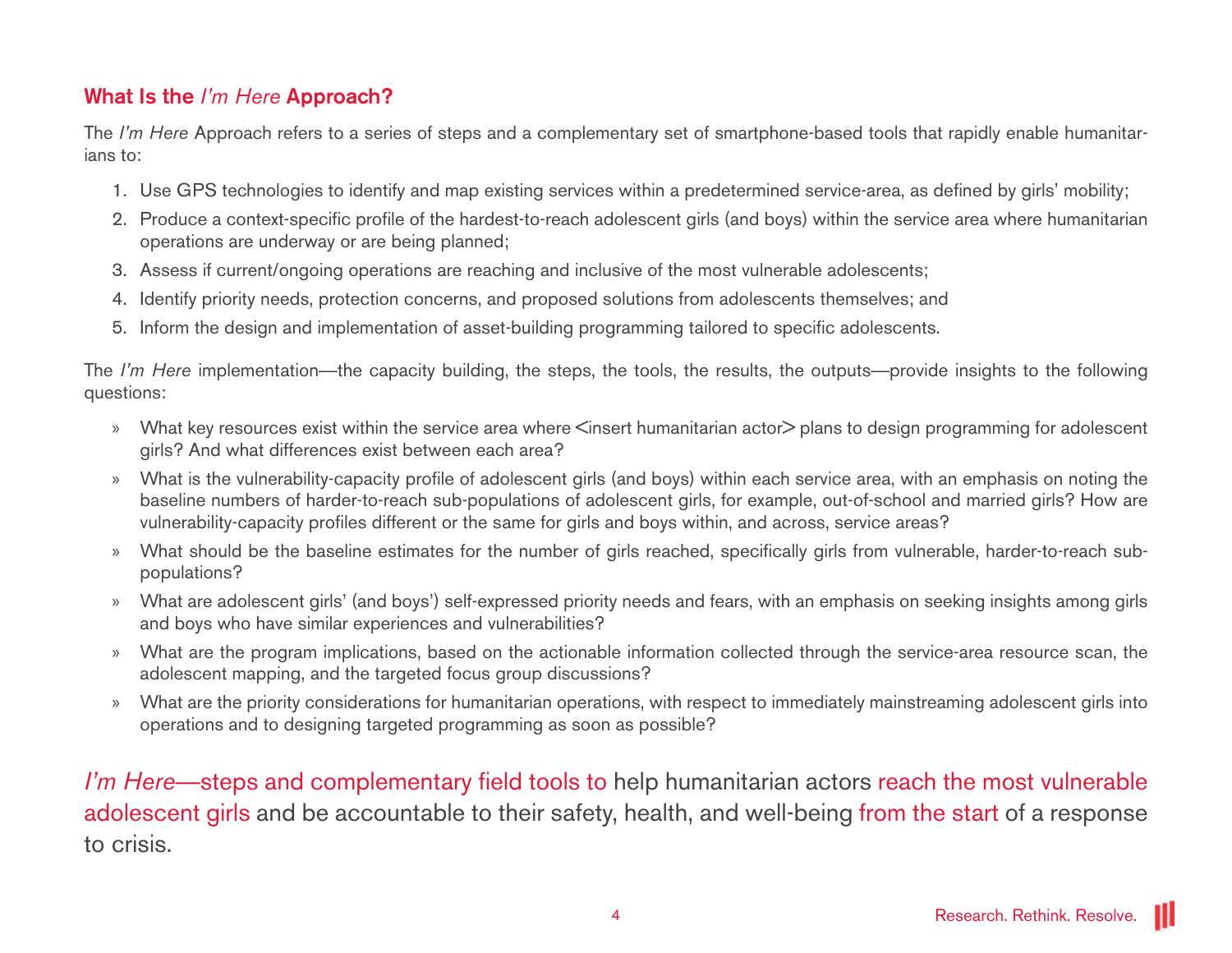## What Is the *I'm Here* Approach?

The *I'm Here* Approach refers to a series of steps and a complementary set of smartphone-based tools that rapidly enable humanitarians to:

1. Use GPS technologies to identify and map existing services within a predetermined service-area, as defined by girls' mobility;
2. Produce a context-specific profile of the hardest-to-reach adolescent girls (and boys) within the service area where humanitarian operations are underway or are being planned;
3. Assess if current/ongoing operations are reaching and inclusive of the most vulnerable adolescents;
4. Identify priority needs, protection concerns, and proposed solutions from adolescents themselves; and
5. Inform the design and implementation of asset-building programming tailored to specific adolescents.

The *I'm Here* implementation—the capacity building, the steps, the tools, the results, the outputs—provide insights to the following questions:

- What key resources exist within the service area where <insert humanitarian actor> plans to design programming for adolescent girls? And what differences exist between each area?
- What is the vulnerability-capacity profile of adolescent girls (and boys) within each service area, with an emphasis on noting the baseline numbers of harder-to-reach sub-populations of adolescent girls, for example, out-of-school and married girls? How are vulnerability-capacity profiles different or the same for girls and boys within, and across, service areas?
- What should be the baseline estimates for the number of girls reached, specifically girls from vulnerable, harder-to-reach sub-populations?
- What are adolescent girls' (and boys') self-expressed priority needs and fears, with an emphasis on seeking insights among girls and boys who have similar experiences and vulnerabilities?
- What are the program implications, based on the actionable information collected through the service-area resource scan, the adolescent mapping, and the targeted focus group discussions?
- What are the priority considerations for humanitarian operations, with respect to immediately mainstreaming adolescent girls into operations and to designing targeted programming as soon as possible?

*I'm Here*—steps and complementary field tools to help humanitarian actors reach the most vulnerable adolescent girls and be accountable to their safety, health, and well-being from the start of a response to crisis.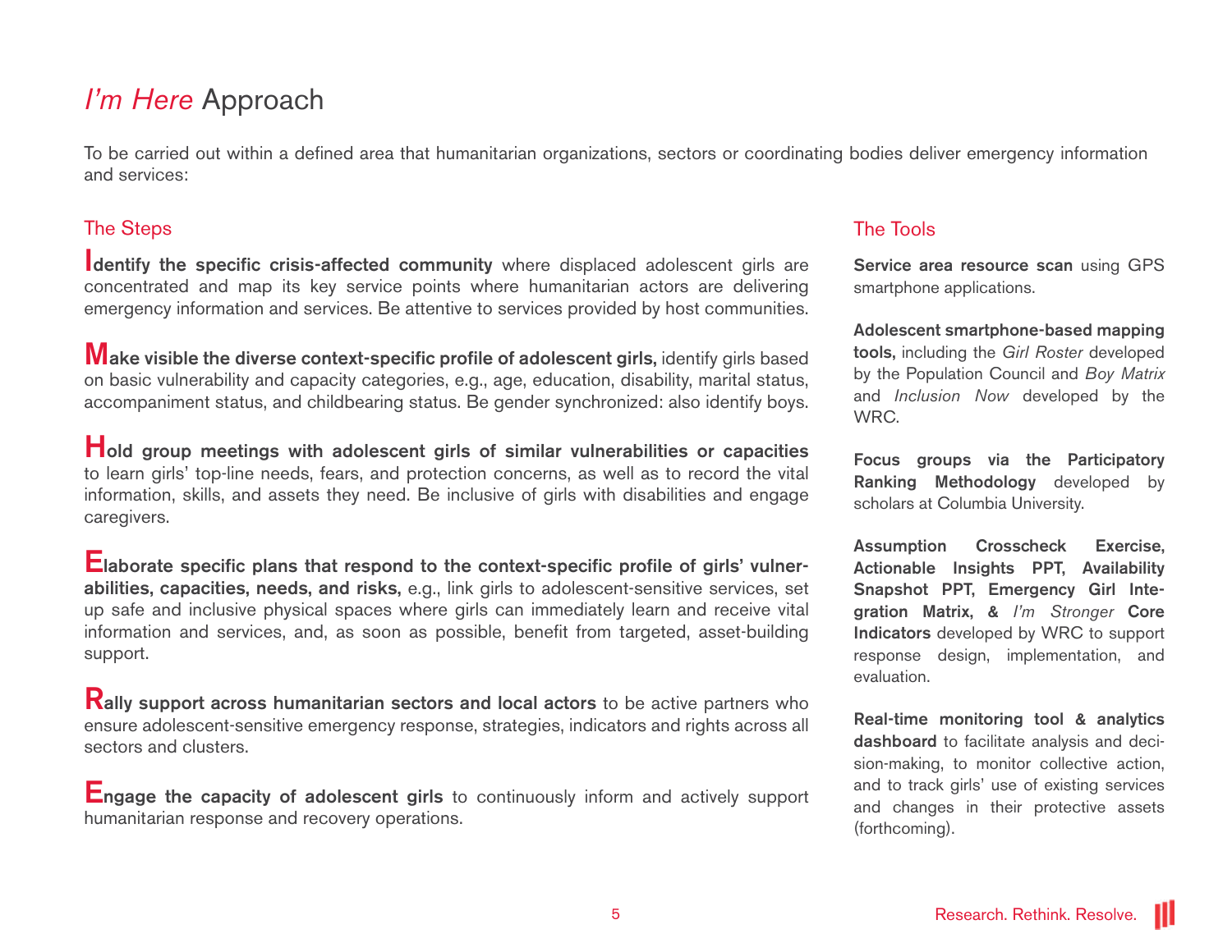# *I'm Here* Approach

To be carried out within a defined area that humanitarian organizations, sectors or coordinating bodies deliver emergency information and services:

## The Steps

**Identify the specific crisis-affected community** where displaced adolescent girls are concentrated and map its key service points where humanitarian actors are delivering emergency information and services. Be attentive to services provided by host communities.

**Make visible the diverse context-specific profile of adolescent girls,** identify girls based on basic vulnerability and capacity categories, e.g., age, education, disability, marital status, accompaniment status, and childbearing status. Be gender synchronized: also identify boys.

**Hold group meetings with adolescent girls of similar vulnerabilities or capacities** to learn girls' top-line needs, fears, and protection concerns, as well as to record the vital information, skills, and assets they need. Be inclusive of girls with disabilities and engage caregivers.

**Elaborate specific plans that respond to the context-specific profile of girls' vulnerabilities, capacities, needs, and risks,** e.g., link girls to adolescent-sensitive services, set up safe and inclusive physical spaces where girls can immediately learn and receive vital information and services, and, as soon as possible, benefit from targeted, asset-building support.

**Rally support across humanitarian sectors and local actors** to be active partners who ensure adolescent-sensitive emergency response, strategies, indicators and rights across all sectors and clusters.

**Engage the capacity of adolescent girls** to continuously inform and actively support humanitarian response and recovery operations.

## The Tools

**Service area resource scan** using GPS smartphone applications.

**Adolescent smartphone-based mapping tools,** including the *Girl Roster* developed by the Population Council and *Boy Matrix* and *Inclusion Now* developed by the WRC.

**Focus groups via the Participatory Ranking Methodology** developed by scholars at Columbia University.

**Assumption Crosscheck Exercise, Actionable Insights PPT, Availability Snapshot PPT, Emergency Girl Integration Matrix, &** *I'm Stronger* **Core Indicators** developed by WRC to support response design, implementation, and evaluation.

**Real-time monitoring tool & analytics dashboard** to facilitate analysis and decision-making, to monitor collective action, and to track girls' use of existing services and changes in their protective assets (forthcoming).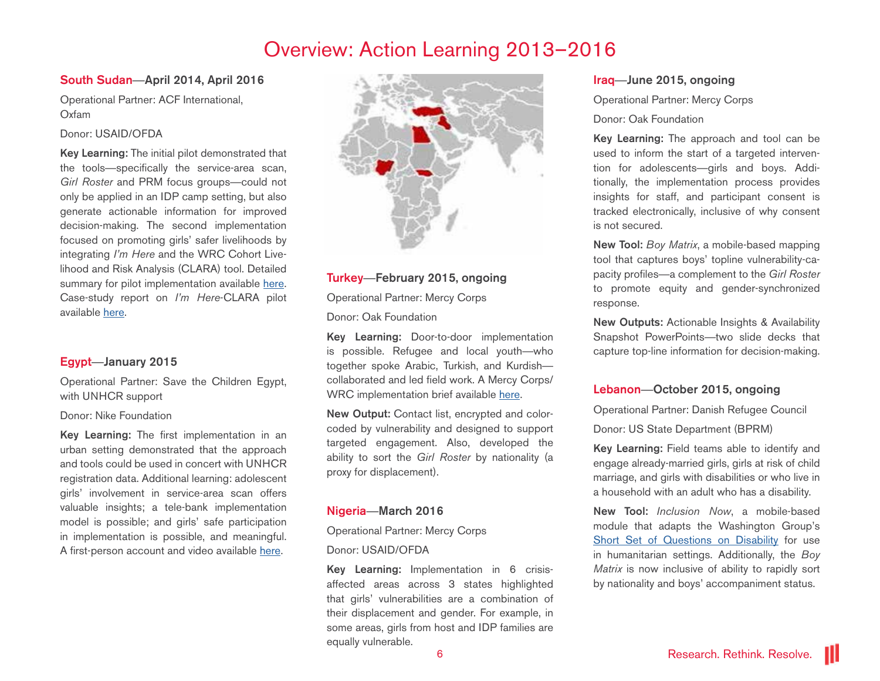# Overview: Action Learning 2013–2016

## South Sudan—April 2014, April 2016

Operational Partner: ACF International, Oxfam

Donor: USAID/OFDA

**Key Learning:** The initial pilot demonstrated that the tools—specifically the service-area scan, *Girl Roster* and PRM focus groups—could not only be applied in an IDP camp setting, but also generate actionable information for improved decision-making. The second implementation focused on promoting girls' safer livelihoods by integrating *I'm Here* and the WRC Cohort Livelihood and Risk Analysis (CLARA) tool. Detailed summary for pilot implementation available here. Case-study report on *I'm Here*-CLARA pilot available here.

## Egypt—January 2015

Operational Partner: Save the Children Egypt, with UNHCR support

Donor: Nike Foundation

**Key Learning:** The first implementation in an urban setting demonstrated that the approach and tools could be used in concert with UNHCR registration data. Additional learning: adolescent girls' involvement in service-area scan offers valuable insights; a tele-bank implementation model is possible; and girls' safe participation in implementation is possible, and meaningful. A first-person account and video available here.

## Turkey—February 2015, ongoing

Operational Partner: Mercy Corps

Donor: Oak Foundation

**Key Learning:** Door-to-door implementation is possible. Refugee and local youth—who together spoke Arabic, Turkish, and Kurdish—collaborated and led field work. A Mercy Corps/WRC implementation brief available here.

**New Output:** Contact list, encrypted and color-coded by vulnerability and designed to support targeted engagement. Also, developed the ability to sort the *Girl Roster* by nationality (a proxy for displacement).

## Nigeria—March 2016

Operational Partner: Mercy Corps

Donor: USAID/OFDA

**Key Learning:** Implementation in 6 crisis-affected areas across 3 states highlighted that girls' vulnerabilities are a combination of their displacement and gender. For example, in some areas, girls from host and IDP families are equally vulnerable.

## Iraq—June 2015, ongoing

Operational Partner: Mercy Corps

Donor: Oak Foundation

**Key Learning:** The approach and tool can be used to inform the start of a targeted intervention for adolescents—girls and boys. Additionally, the implementation process provides insights for staff, and participant consent is tracked electronically, inclusive of why consent is not secured.

**New Tool:** *Boy Matrix*, a mobile-based mapping tool that captures boys' topline vulnerability-capacity profiles—a complement to the *Girl Roster* to promote equity and gender-synchronized response.

**New Outputs:** Actionable Insights & Availability Snapshot PowerPoints—two slide decks that capture top-line information for decision-making.

## Lebanon—October 2015, ongoing

Operational Partner: Danish Refugee Council

Donor: US State Department (BPRM)

**Key Learning:** Field teams able to identify and engage already-married girls, girls at risk of child marriage, and girls with disabilities or who live in a household with an adult who has a disability.

**New Tool:** *Inclusion Now*, a mobile-based module that adapts the Washington Group's Short Set of Questions on Disability for use in humanitarian settings. Additionally, the *Boy Matrix* is now inclusive of ability to rapidly sort by nationality and boys' accompaniment status.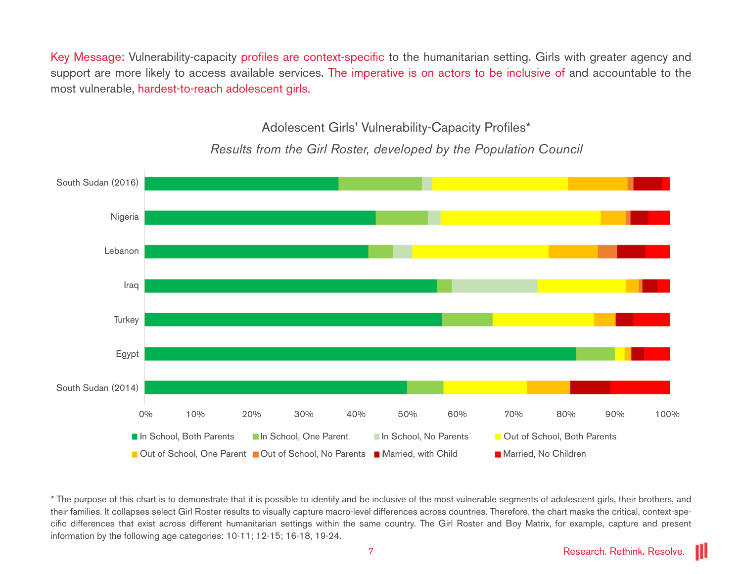Key Message: Vulnerability-capacity profiles are context-specific to the humanitarian setting. Girls with greater agency and support are more likely to access available services. The imperative is on actors to be inclusive of and accountable to the most vulnerable, hardest-to-reach adolescent girls.

Adolescent Girls' Vulnerability-Capacity Profiles*

*Results from the Girl Roster, developed by the Population Council*

South Sudan (2016)
Nigeria
Lebanon
Iraq
Turkey
Egypt
South Sudan (2014)

0% 10% 20% 30% 40% 50% 60% 70% 80% 90% 100%

In School, Both Parents | In School, One Parent | In School, No Parents | Out of School, Both Parents | Out of School, One Parent | Out of School, No Parents | Married, with Child | Married, No Children

* The purpose of this chart is to demonstrate that it is possible to identify and be inclusive of the most vulnerable segments of adolescent girls, their brothers, and their families. It collapses select Girl Roster results to visually capture macro-level differences across countries. Therefore, the chart masks the critical, context-specific differences that exist across different humanitarian settings within the same country. The Girl Roster and Boy Matrix, for example, capture and present information by the following age categories: 10-11; 12-15; 16-18, 19-24.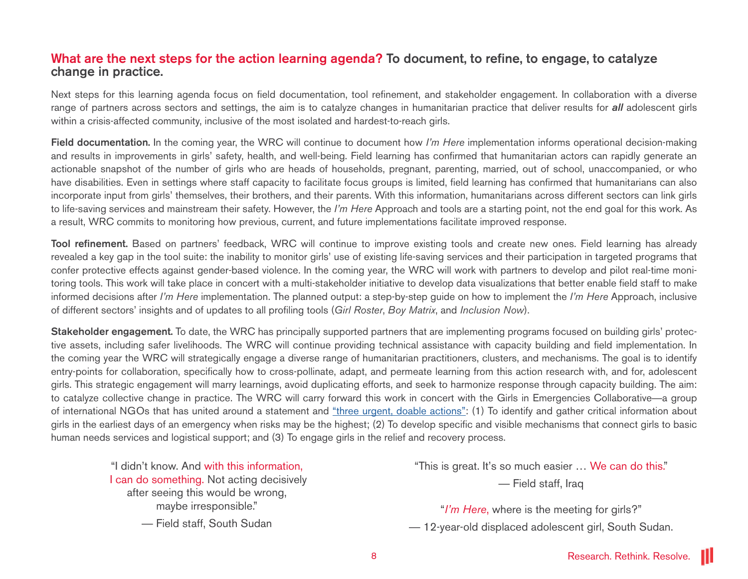## What are the next steps for the action learning agenda? To document, to refine, to engage, to catalyze change in practice.

Next steps for this learning agenda focus on field documentation, tool refinement, and stakeholder engagement. In collaboration with a diverse range of partners across sectors and settings, the aim is to catalyze changes in humanitarian practice that deliver results for ***all*** adolescent girls within a crisis-affected community, inclusive of the most isolated and hardest-to-reach girls.

**Field documentation.** In the coming year, the WRC will continue to document how *I'm Here* implementation informs operational decision-making and results in improvements in girls' safety, health, and well-being. Field learning has confirmed that humanitarian actors can rapidly generate an actionable snapshot of the number of girls who are heads of households, pregnant, parenting, married, out of school, unaccompanied, or who have disabilities. Even in settings where staff capacity to facilitate focus groups is limited, field learning has confirmed that humanitarians can also incorporate input from girls' themselves, their brothers, and their parents. With this information, humanitarians across different sectors can link girls to life-saving services and mainstream their safety. However, the *I'm Here* Approach and tools are a starting point, not the end goal for this work. As a result, WRC commits to monitoring how previous, current, and future implementations facilitate improved response.

**Tool refinement.** Based on partners' feedback, WRC will continue to improve existing tools and create new ones. Field learning has already revealed a key gap in the tool suite: the inability to monitor girls' use of existing life-saving services and their participation in targeted programs that confer protective effects against gender-based violence. In the coming year, the WRC will work with partners to develop and pilot real-time monitoring tools. This work will take place in concert with a multi-stakeholder initiative to develop data visualizations that better enable field staff to make informed decisions after *I'm Here* implementation. The planned output: a step-by-step guide on how to implement the *I'm Here* Approach, inclusive of different sectors' insights and of updates to all profiling tools (*Girl Roster*, *Boy Matrix*, and *Inclusion Now*).

**Stakeholder engagement.** To date, the WRC has principally supported partners that are implementing programs focused on building girls' protective assets, including safer livelihoods. The WRC will continue providing technical assistance with capacity building and field implementation. In the coming year the WRC will strategically engage a diverse range of humanitarian practitioners, clusters, and mechanisms. The goal is to identify entry-points for collaboration, specifically how to cross-pollinate, adapt, and permeate learning from this action research with, and for, adolescent girls. This strategic engagement will marry learnings, avoid duplicating efforts, and seek to harmonize response through capacity building. The aim: to catalyze collective change in practice. The WRC will carry forward this work in concert with the Girls in Emergencies Collaborative—a group of international NGOs that has united around a statement and "three urgent, doable actions": (1) To identify and gather critical information about girls in the earliest days of an emergency when risks may be the highest; (2) To develop specific and visible mechanisms that connect girls to basic human needs services and logistical support; and (3) To engage girls in the relief and recovery process.

> "I didn't know. And with this information, I can do something. Not acting decisively after seeing this would be wrong, maybe irresponsible."
>
> — Field staff, South Sudan

> "This is great. It's so much easier … We can do this."
>
> — Field staff, Iraq

> "*I'm Here*, where is the meeting for girls?"
>
> — 12-year-old displaced adolescent girl, South Sudan.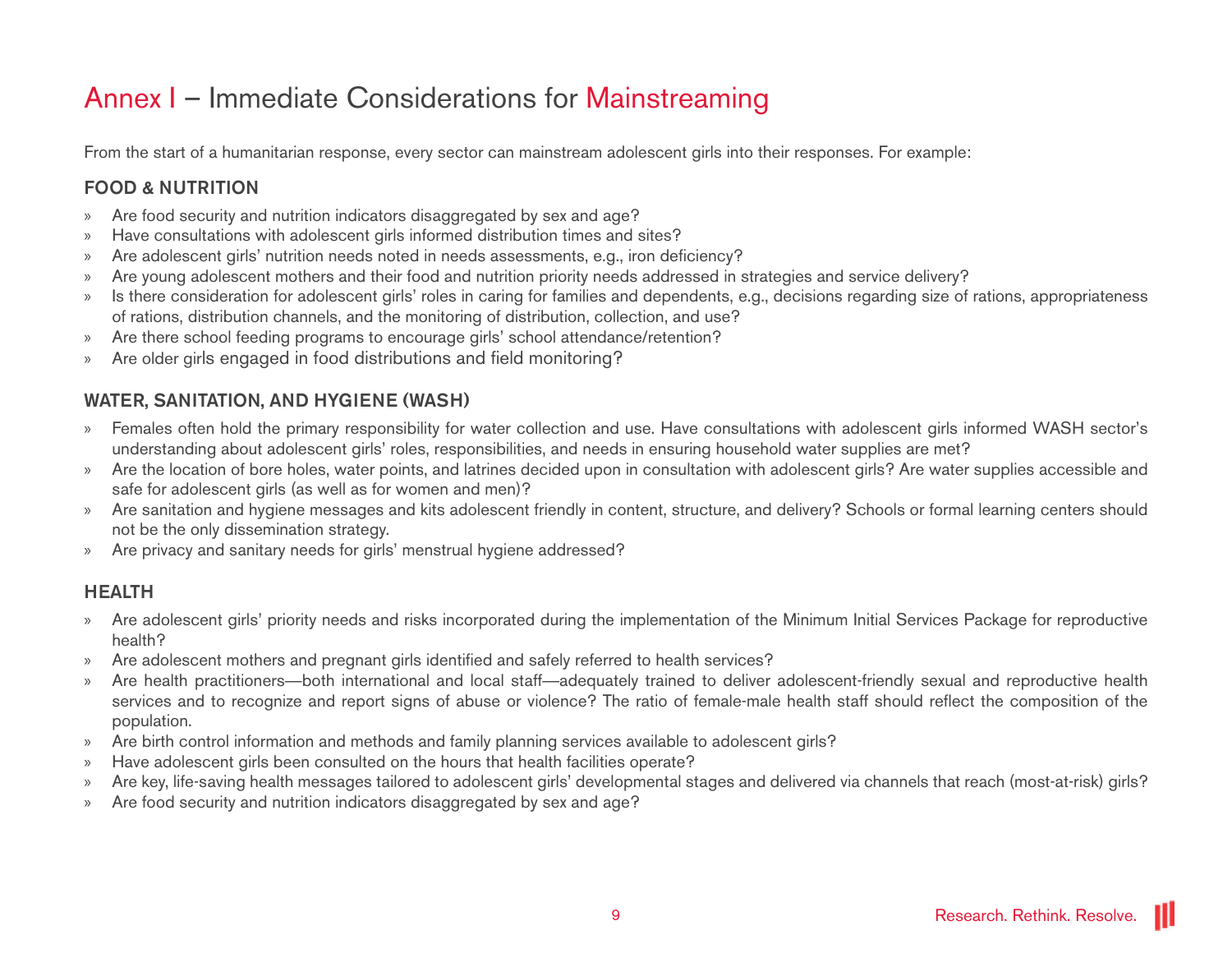# Annex I – Immediate Considerations for Mainstreaming

From the start of a humanitarian response, every sector can mainstream adolescent girls into their responses. For example:

## FOOD & NUTRITION

- Are food security and nutrition indicators disaggregated by sex and age?
- Have consultations with adolescent girls informed distribution times and sites?
- Are adolescent girls' nutrition needs noted in needs assessments, e.g., iron deficiency?
- Are young adolescent mothers and their food and nutrition priority needs addressed in strategies and service delivery?
- Is there consideration for adolescent girls' roles in caring for families and dependents, e.g., decisions regarding size of rations, appropriateness of rations, distribution channels, and the monitoring of distribution, collection, and use?
- Are there school feeding programs to encourage girls' school attendance/retention?
- Are older girls engaged in food distributions and field monitoring?

## WATER, SANITATION, AND HYGIENE (WASH)

- Females often hold the primary responsibility for water collection and use. Have consultations with adolescent girls informed WASH sector's understanding about adolescent girls' roles, responsibilities, and needs in ensuring household water supplies are met?
- Are the location of bore holes, water points, and latrines decided upon in consultation with adolescent girls? Are water supplies accessible and safe for adolescent girls (as well as for women and men)?
- Are sanitation and hygiene messages and kits adolescent friendly in content, structure, and delivery? Schools or formal learning centers should not be the only dissemination strategy.
- Are privacy and sanitary needs for girls' menstrual hygiene addressed?

## HEALTH

- Are adolescent girls' priority needs and risks incorporated during the implementation of the Minimum Initial Services Package for reproductive health?
- Are adolescent mothers and pregnant girls identified and safely referred to health services?
- Are health practitioners—both international and local staff—adequately trained to deliver adolescent-friendly sexual and reproductive health services and to recognize and report signs of abuse or violence? The ratio of female-male health staff should reflect the composition of the population.
- Are birth control information and methods and family planning services available to adolescent girls?
- Have adolescent girls been consulted on the hours that health facilities operate?
- Are key, life-saving health messages tailored to adolescent girls' developmental stages and delivered via channels that reach (most-at-risk) girls?
- Are food security and nutrition indicators disaggregated by sex and age?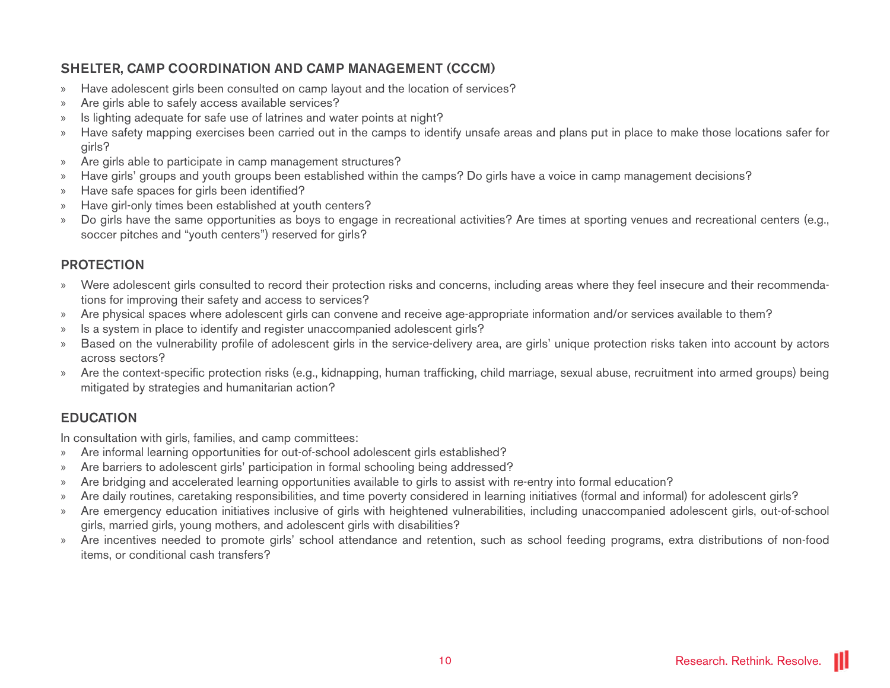## SHELTER, CAMP COORDINATION AND CAMP MANAGEMENT (CCCM)

- Have adolescent girls been consulted on camp layout and the location of services?
- Are girls able to safely access available services?
- Is lighting adequate for safe use of latrines and water points at night?
- Have safety mapping exercises been carried out in the camps to identify unsafe areas and plans put in place to make those locations safer for girls?
- Are girls able to participate in camp management structures?
- Have girls' groups and youth groups been established within the camps? Do girls have a voice in camp management decisions?
- Have safe spaces for girls been identified?
- Have girl-only times been established at youth centers?
- Do girls have the same opportunities as boys to engage in recreational activities? Are times at sporting venues and recreational centers (e.g., soccer pitches and "youth centers") reserved for girls?

## PROTECTION

- Were adolescent girls consulted to record their protection risks and concerns, including areas where they feel insecure and their recommendations for improving their safety and access to services?
- Are physical spaces where adolescent girls can convene and receive age-appropriate information and/or services available to them?
- Is a system in place to identify and register unaccompanied adolescent girls?
- Based on the vulnerability profile of adolescent girls in the service-delivery area, are girls' unique protection risks taken into account by actors across sectors?
- Are the context-specific protection risks (e.g., kidnapping, human trafficking, child marriage, sexual abuse, recruitment into armed groups) being mitigated by strategies and humanitarian action?

## EDUCATION

In consultation with girls, families, and camp committees:

- Are informal learning opportunities for out-of-school adolescent girls established?
- Are barriers to adolescent girls' participation in formal schooling being addressed?
- Are bridging and accelerated learning opportunities available to girls to assist with re-entry into formal education?
- Are daily routines, caretaking responsibilities, and time poverty considered in learning initiatives (formal and informal) for adolescent girls?
- Are emergency education initiatives inclusive of girls with heightened vulnerabilities, including unaccompanied adolescent girls, out-of-school girls, married girls, young mothers, and adolescent girls with disabilities?
- Are incentives needed to promote girls' school attendance and retention, such as school feeding programs, extra distributions of non-food items, or conditional cash transfers?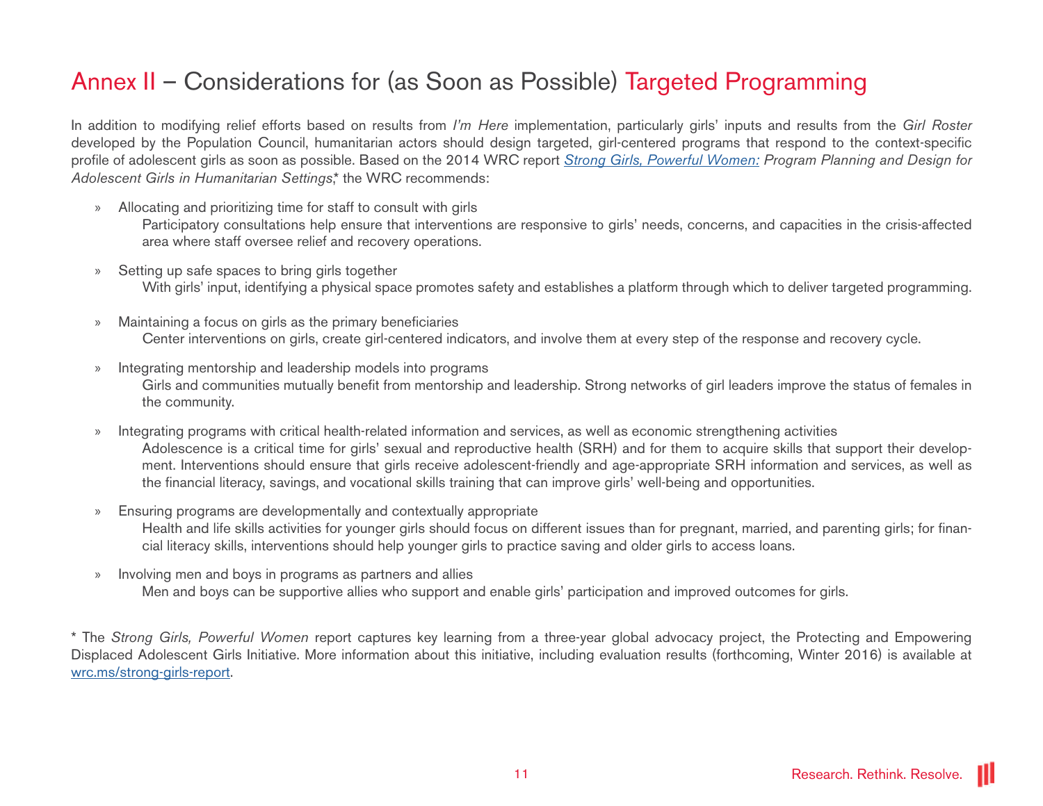# Annex II – Considerations for (as Soon as Possible) Targeted Programming

In addition to modifying relief efforts based on results from *I'm Here* implementation, particularly girls' inputs and results from the *Girl Roster* developed by the Population Council, humanitarian actors should design targeted, girl-centered programs that respond to the context-specific profile of adolescent girls as soon as possible. Based on the 2014 WRC report *Strong Girls, Powerful Women: Program Planning and Design for Adolescent Girls in Humanitarian Settings*,* the WRC recommends:

- Allocating and prioritizing time for staff to consult with girls
  Participatory consultations help ensure that interventions are responsive to girls' needs, concerns, and capacities in the crisis-affected area where staff oversee relief and recovery operations.

- Setting up safe spaces to bring girls together
  With girls' input, identifying a physical space promotes safety and establishes a platform through which to deliver targeted programming.

- Maintaining a focus on girls as the primary beneficiaries
  Center interventions on girls, create girl-centered indicators, and involve them at every step of the response and recovery cycle.

- Integrating mentorship and leadership models into programs
  Girls and communities mutually benefit from mentorship and leadership. Strong networks of girl leaders improve the status of females in the community.

- Integrating programs with critical health-related information and services, as well as economic strengthening activities
  Adolescence is a critical time for girls' sexual and reproductive health (SRH) and for them to acquire skills that support their development. Interventions should ensure that girls receive adolescent-friendly and age-appropriate SRH information and services, as well as the financial literacy, savings, and vocational skills training that can improve girls' well-being and opportunities.

- Ensuring programs are developmentally and contextually appropriate
  Health and life skills activities for younger girls should focus on different issues than for pregnant, married, and parenting girls; for financial literacy skills, interventions should help younger girls to practice saving and older girls to access loans.

- Involving men and boys in programs as partners and allies
  Men and boys can be supportive allies who support and enable girls' participation and improved outcomes for girls.

* The *Strong Girls, Powerful Women* report captures key learning from a three-year global advocacy project, the Protecting and Empowering Displaced Adolescent Girls Initiative. More information about this initiative, including evaluation results (forthcoming, Winter 2016) is available at wrc.ms/strong-girls-report.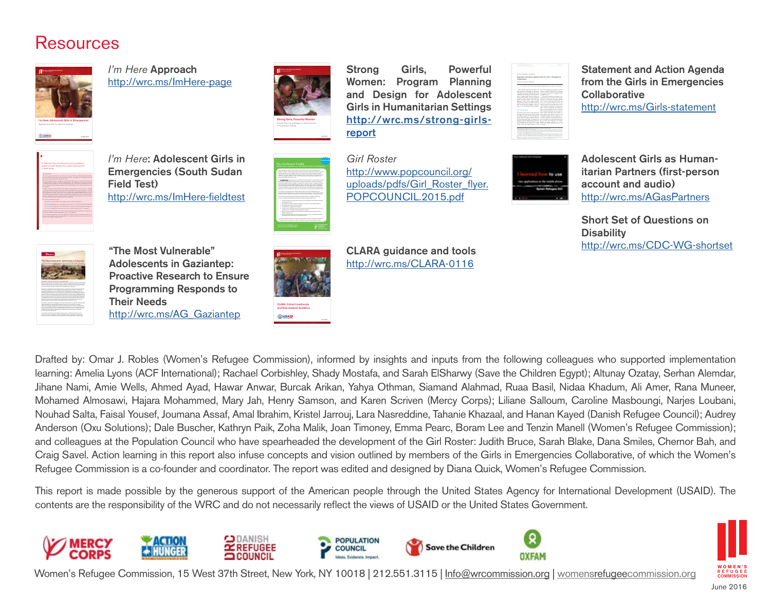# Resources

*I'm Here* Approach
http://wrc.ms/ImHere-page

**Strong Girls, Powerful Women: Program Planning and Design for Adolescent Girls in Humanitarian Settings**
http://wrc.ms/strong-girls-report

**Statement and Action Agenda from the Girls in Emergencies Collaborative**
http://wrc.ms/Girls-statement

*I'm Here*: **Adolescent Girls in Emergencies (South Sudan Field Test)**
http://wrc.ms/ImHere-fieldtest

*Girl Roster*
http://www.popcouncil.org/uploads/pdfs/Girl_Roster_flyer.POPCOUNCIL.2015.pdf

**Adolescent Girls as Humanitarian Partners (first-person account and audio)**
http://wrc.ms/AGasPartners

**Short Set of Questions on Disability**
http://wrc.ms/CDC-WG-shortset

**"The Most Vulnerable" Adolescents in Gaziantep: Proactive Research to Ensure Programming Responds to Their Needs**
http://wrc.ms/AG_Gaziantep

**CLARA guidance and tools**
http://wrc.ms/CLARA-0116

Drafted by: Omar J. Robles (Women's Refugee Commission), informed by insights and inputs from the following colleagues who supported implementation learning: Amelia Lyons (ACF International); Rachael Corbishley, Shady Mostafa, and Sarah ElSharwy (Save the Children Egypt); Altunay Ozatay, Serhan Alemdar, Jihane Nami, Amie Wells, Ahmed Ayad, Hawar Anwar, Burcak Arikan, Yahya Othman, Siamand Alahmad, Ruaa Basil, Nidaa Khadum, Ali Amer, Rana Muneer, Mohamed Almosawi, Hajara Mohammed, Mary Jah, Henry Samson, and Karen Scriven (Mercy Corps); Liliane Salloum, Caroline Masboungi, Narjes Loubani, Nouhad Salta, Faisal Yousef, Joumana Assaf, Amal Ibrahim, Kristel Jarrouj, Lara Nasreddine, Tahanie Khazaal, and Hanan Kayed (Danish Refugee Council); Audrey Anderson (Oxu Solutions); Dale Buscher, Kathryn Paik, Zoha Malik, Joan Timoney, Emma Pearc, Boram Lee and Tenzin Manell (Women's Refugee Commission); and colleagues at the Population Council who have spearheaded the development of the Girl Roster: Judith Bruce, Sarah Blake, Dana Smiles, Chernor Bah, and Craig Savel. Action learning in this report also infuse concepts and vision outlined by members of the Girls in Emergencies Collaborative, of which the Women's Refugee Commission is a co-founder and coordinator. The report was edited and designed by Diana Quick, Women's Refugee Commission.

This report is made possible by the generous support of the American people through the United States Agency for International Development (USAID). The contents are the responsibility of the WRC and do not necessarily reflect the views of USAID or the United States Government.

Women's Refugee Commission, 15 West 37th Street, New York, NY 10018 | 212.551.3115 | Info@wrcommission.org | womensrefugeecommission.org

June 2016